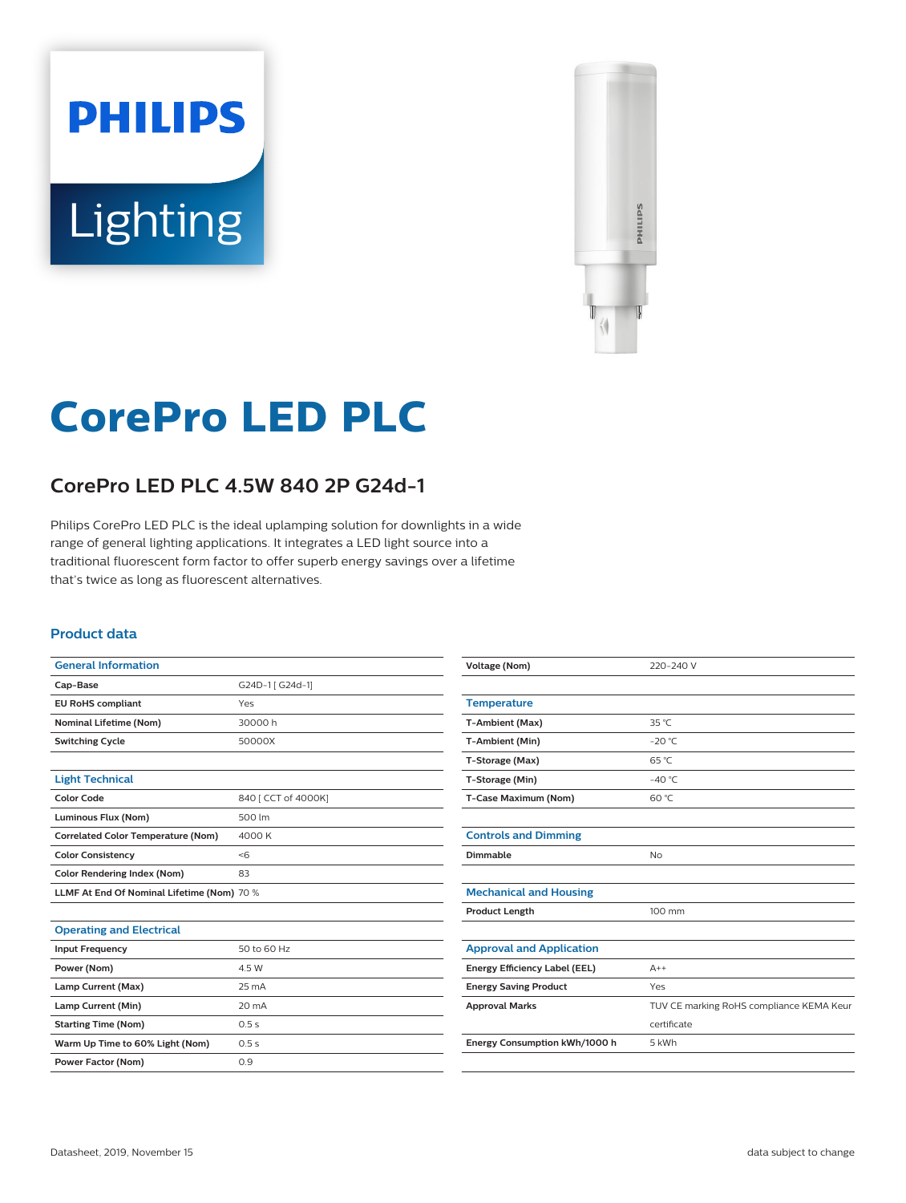# CorePro LED PLC

## CorePro LED PLC 4.5W 840 2P G24d-1

Philips CorePro LED PLC is the ideal uplamping solution for downlights in a wide range of general lighting applications. It integrates a LED light source into a traditional fluorescent form factor to offer superb energy savings over a lifetime that's twice as long as fluorescent alternatives.

### Product data

| General Information | |
|---|---|
| Cap-Base | G24D-1 [ G24d-1] |
| EU RoHS compliant | Yes |
| Nominal Lifetime (Nom) | 30000 h |
| Switching Cycle | 50000X |

| Light Technical | |
|---|---|
| Color Code | 840 [ CCT of 4000K] |
| Luminous Flux (Nom) | 500 lm |
| Correlated Color Temperature (Nom) | 4000 K |
| Color Consistency | <6 |
| Color Rendering Index (Nom) | 83 |
| LLMF At End Of Nominal Lifetime (Nom) | 70 % |

| Operating and Electrical | |
|---|---|
| Input Frequency | 50 to 60 Hz |
| Power (Nom) | 4.5 W |
| Lamp Current (Max) | 25 mA |
| Lamp Current (Min) | 20 mA |
| Starting Time (Nom) | 0.5 s |
| Warm Up Time to 60% Light (Nom) | 0.5 s |
| Power Factor (Nom) | 0.9 |
| Voltage (Nom) | 220-240 V |

| Temperature | |
|---|---|
| T-Ambient (Max) | 35 °C |
| T-Ambient (Min) | -20 °C |
| T-Storage (Max) | 65 °C |
| T-Storage (Min) | -40 °C |
| T-Case Maximum (Nom) | 60 °C |

| Controls and Dimming | |
|---|---|
| Dimmable | No |

| Mechanical and Housing | |
|---|---|
| Product Length | 100 mm |

| Approval and Application | |
|---|---|
| Energy Efficiency Label (EEL) | A++ |
| Energy Saving Product | Yes |
| Approval Marks | TUV CE marking RoHS compliance KEMA Keur certificate |
| Energy Consumption kWh/1000 h | 5 kWh |

Datasheet, 2019, November 15

data subject to change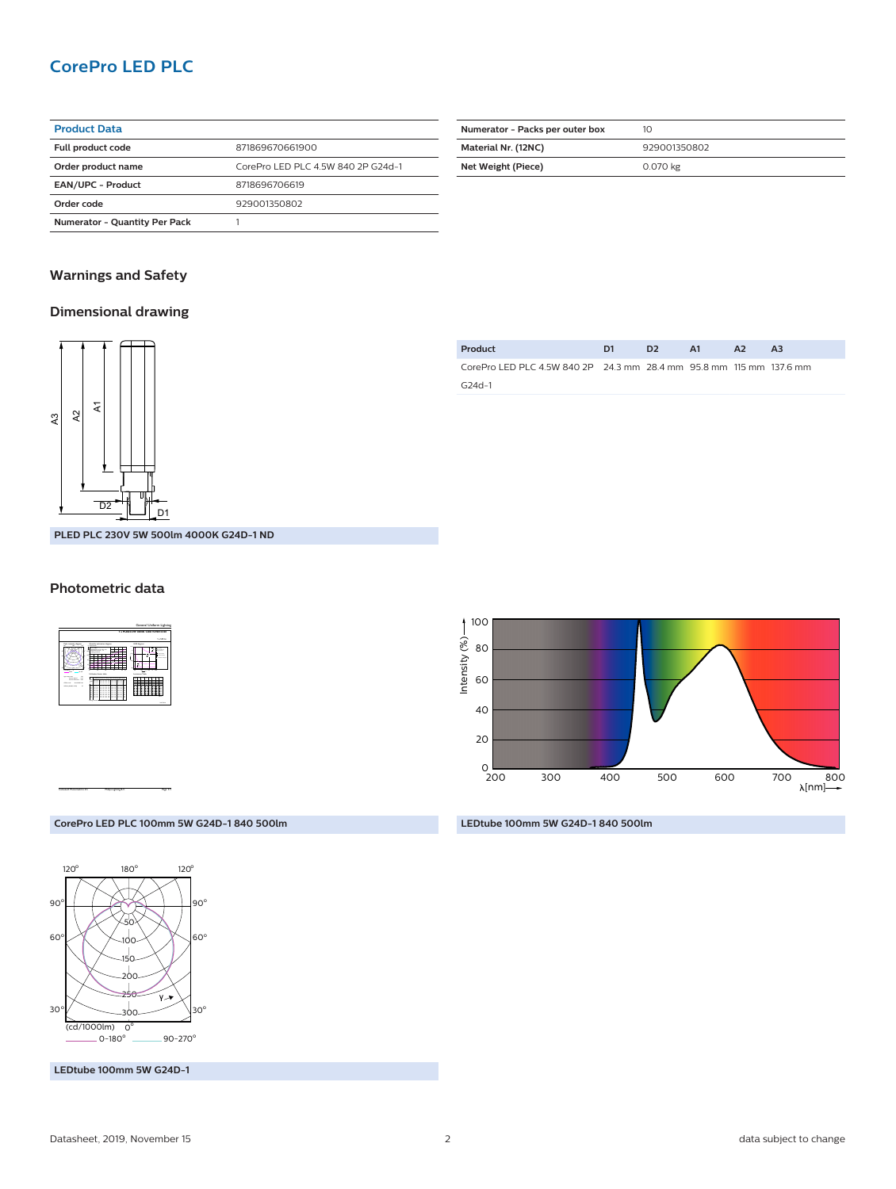# CorePro LED PLC

| Product Data | |
|---|---|
| Full product code | 871869670661900 |
| Order product name | CorePro LED PLC 4.5W 840 2P G24d-1 |
| EAN/UPC - Product | 8718696706619 |
| Order code | 929001350802 |
| Numerator - Quantity Per Pack | 1 |

| | |
|---|---|
| Numerator - Packs per outer box | 10 |
| Material Nr. (12NC) | 929001350802 |
| Net Weight (Piece) | 0.070 kg |

## Warnings and Safety

## Dimensional drawing

| Product | D1 | D2 | A1 | A2 | A3 |
|---|---|---|---|---|---|
| CorePro LED PLC 4.5W 840 2P G24d-1 | 24.3 mm | 28.4 mm | 95.8 mm | 115 mm | 137.6 mm |

PLED PLC 230V 5W 500lm 4000K G24D-1 ND

## Photometric data

CorePro LED PLC 100mm 5W G24D-1 840 500lm

LEDtube 100mm 5W G24D-1 840 500lm

LEDtube 100mm 5W G24D-1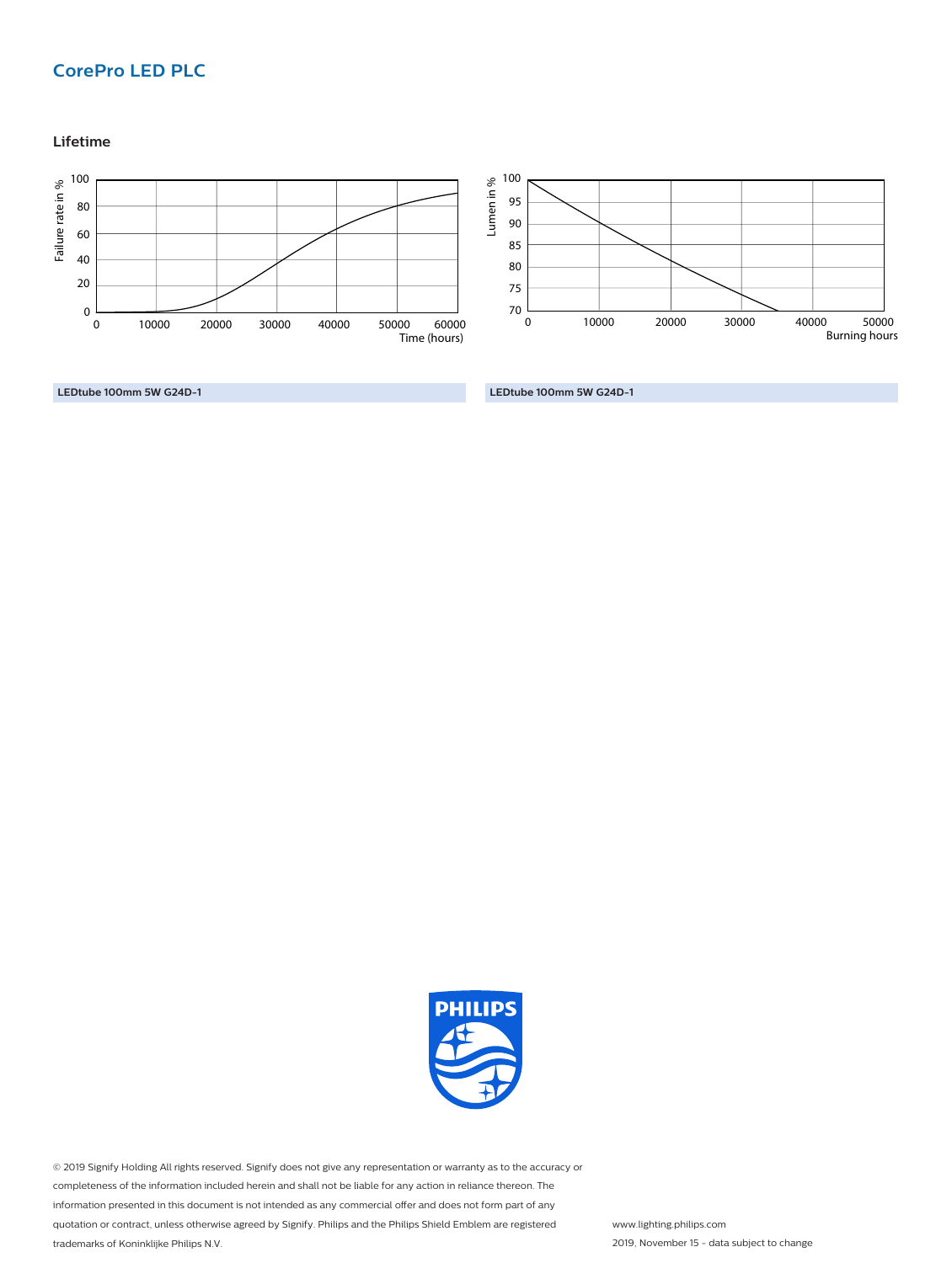## CorePro LED PLC

### Lifetime

Failure rate in %
100
80
60
40
20
0
0
10000
20000
30000
40000
50000
60000
Time (hours)

Lumen in %
100
95
90
85
80
75
70
0
10000
20000
30000
40000
50000
Burning hours

**LEDtube 100mm 5W G24D-1**

**LEDtube 100mm 5W G24D-1**

PHILIPS

© 2019 Signify Holding All rights reserved. Signify does not give any representation or warranty as to the accuracy or completeness of the information included herein and shall not be liable for any action in reliance thereon. The information presented in this document is not intended as any commercial offer and does not form part of any quotation or contract, unless otherwise agreed by Signify. Philips and the Philips Shield Emblem are registered trademarks of Koninklijke Philips N.V.

www.lighting.philips.com

2019, November 15 - data subject to change